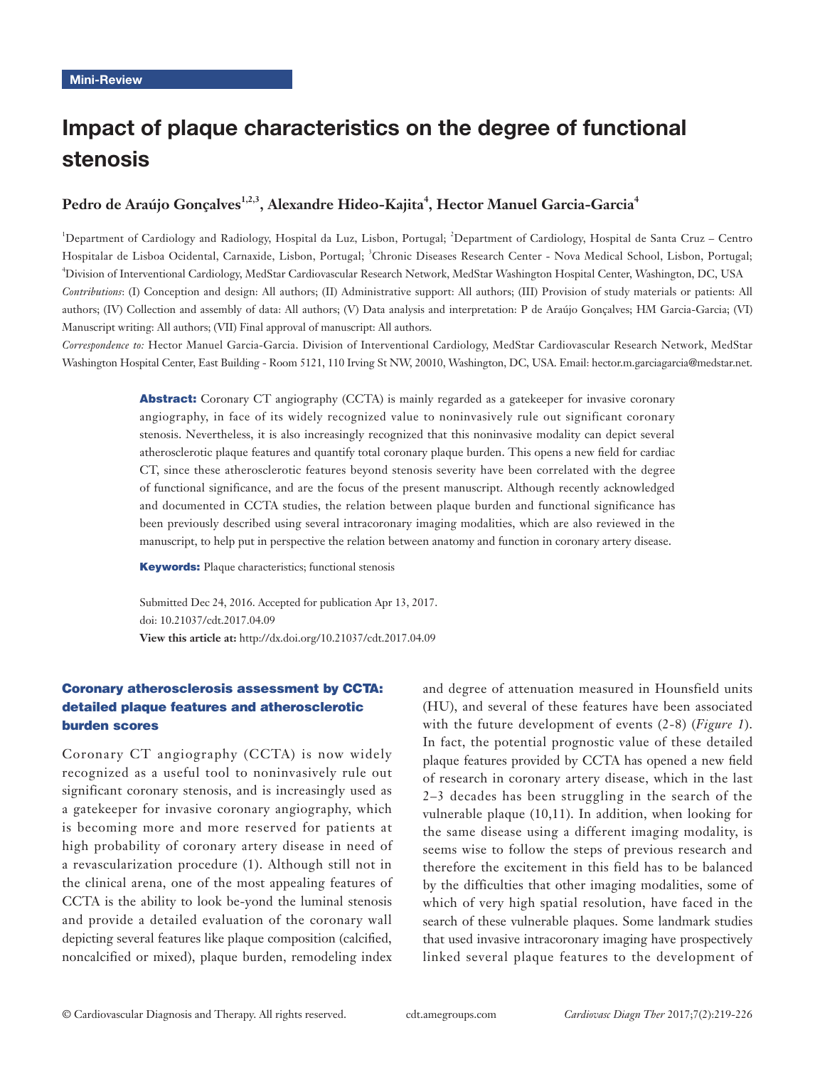Mini-Review

# Impact of plaque characteristics on the degree of functional stenosis

**Pedro de Araújo Gonçalves[1,2,3], Alexandre Hideo-Kajita[4], Hector Manuel Garcia-Garcia[4]**

[1]Department of Cardiology and Radiology, Hospital da Luz, Lisbon, Portugal; [2]Department of Cardiology, Hospital de Santa Cruz – Centro Hospitalar de Lisboa Ocidental, Carnaxide, Lisbon, Portugal; [3]Chronic Diseases Research Center - Nova Medical School, Lisbon, Portugal; [4]Division of Interventional Cardiology, MedStar Cardiovascular Research Network, MedStar Washington Hospital Center, Washington, DC, USA

*Contributions*: (I) Conception and design: All authors; (II) Administrative support: All authors; (III) Provision of study materials or patients: All authors; (IV) Collection and assembly of data: All authors; (V) Data analysis and interpretation: P de Araújo Gonçalves; HM Garcia-Garcia; (VI) Manuscript writing: All authors; (VII) Final approval of manuscript: All authors.

*Correspondence to:* Hector Manuel Garcia-Garcia. Division of Interventional Cardiology, MedStar Cardiovascular Research Network, MedStar Washington Hospital Center, East Building - Room 5121, 110 Irving St NW, 20010, Washington, DC, USA. Email: hector.m.garciagarcia@medstar.net.

**Abstract:** Coronary CT angiography (CCTA) is mainly regarded as a gatekeeper for invasive coronary angiography, in face of its widely recognized value to noninvasively rule out significant coronary stenosis. Nevertheless, it is also increasingly recognized that this noninvasive modality can depict several atherosclerotic plaque features and quantify total coronary plaque burden. This opens a new field for cardiac CT, since these atherosclerotic features beyond stenosis severity have been correlated with the degree of functional significance, and are the focus of the present manuscript. Although recently acknowledged and documented in CCTA studies, the relation between plaque burden and functional significance has been previously described using several intracoronary imaging modalities, which are also reviewed in the manuscript, to help put in perspective the relation between anatomy and function in coronary artery disease.

**Keywords:** Plaque characteristics; functional stenosis

Submitted Dec 24, 2016. Accepted for publication Apr 13, 2017.
doi: 10.21037/cdt.2017.04.09
**View this article at:** http://dx.doi.org/10.21037/cdt.2017.04.09

## Coronary atherosclerosis assessment by CCTA: detailed plaque features and atherosclerotic burden scores

Coronary CT angiography (CCTA) is now widely recognized as a useful tool to noninvasively rule out significant coronary stenosis, and is increasingly used as a gatekeeper for invasive coronary angiography, which is becoming more and more reserved for patients at high probability of coronary artery disease in need of a revascularization procedure (1). Although still not in the clinical arena, one of the most appealing features of CCTA is the ability to look be-yond the luminal stenosis and provide a detailed evaluation of the coronary wall depicting several features like plaque composition (calcified, noncalcified or mixed), plaque burden, remodeling index and degree of attenuation measured in Hounsfield units (HU), and several of these features have been associated with the future development of events (2-8) (*Figure 1*). In fact, the potential prognostic value of these detailed plaque features provided by CCTA has opened a new field of research in coronary artery disease, which in the last 2–3 decades has been struggling in the search of the vulnerable plaque (10,11). In addition, when looking for the same disease using a different imaging modality, is seems wise to follow the steps of previous research and therefore the excitement in this field has to be balanced by the difficulties that other imaging modalities, some of which of very high spatial resolution, have faced in the search of these vulnerable plaques. Some landmark studies that used invasive intracoronary imaging have prospectively linked several plaque features to the development of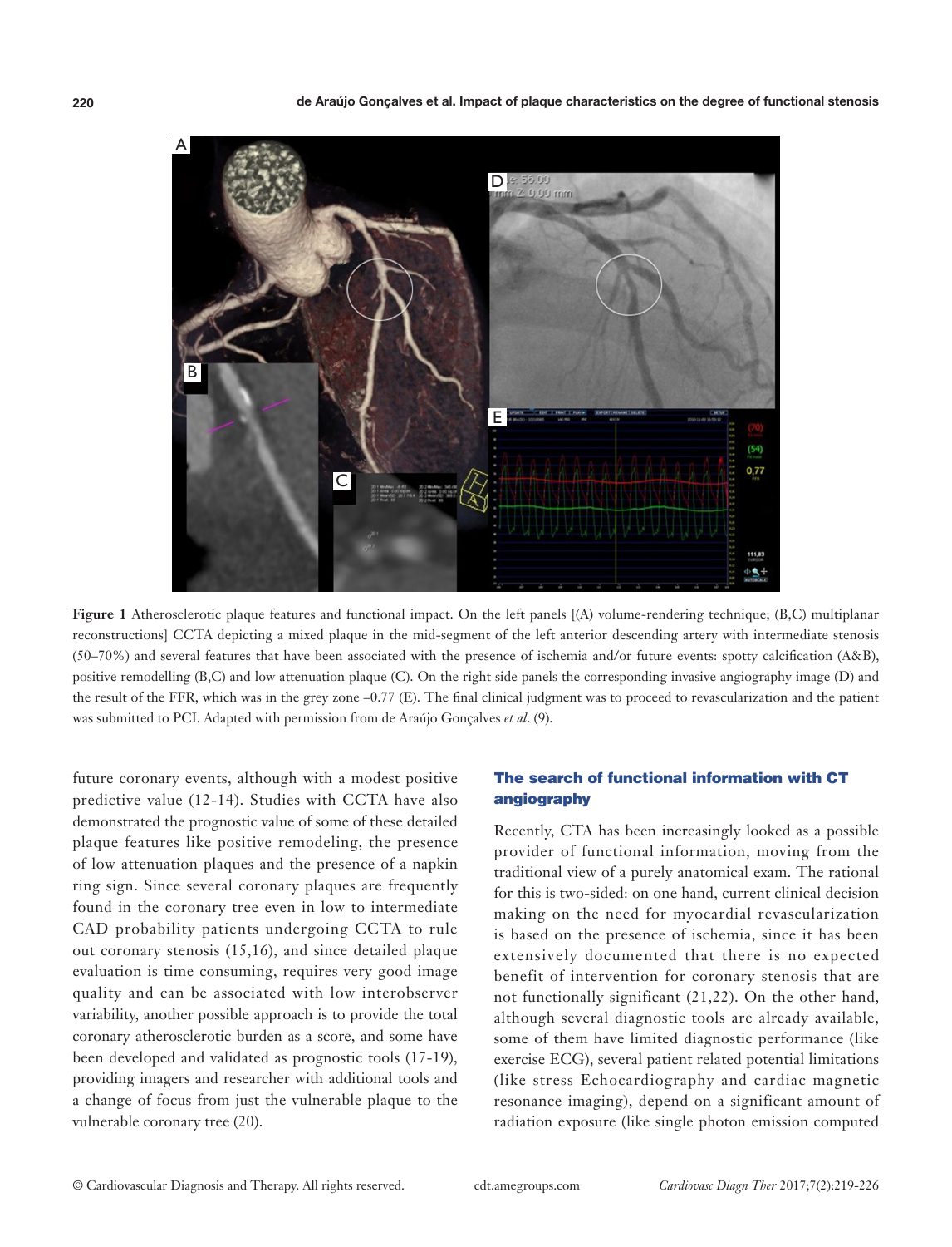**Figure 1** Atherosclerotic plaque features and functional impact. On the left panels [(A) volume-rendering technique; (B,C) multiplanar reconstructions] CCTA depicting a mixed plaque in the mid-segment of the left anterior descending artery with intermediate stenosis (50–70%) and several features that have been associated with the presence of ischemia and/or future events: spotty calcification (A&B), positive remodelling (B,C) and low attenuation plaque (C). On the right side panels the corresponding invasive angiography image (D) and the result of the FFR, which was in the grey zone –0.77 (E). The final clinical judgment was to proceed to revascularization and the patient was submitted to PCI. Adapted with permission from de Araújo Gonçalves *et al*. (9).

future coronary events, although with a modest positive predictive value (12-14). Studies with CCTA have also demonstrated the prognostic value of some of these detailed plaque features like positive remodeling, the presence of low attenuation plaques and the presence of a napkin ring sign. Since several coronary plaques are frequently found in the coronary tree even in low to intermediate CAD probability patients undergoing CCTA to rule out coronary stenosis (15,16), and since detailed plaque evaluation is time consuming, requires very good image quality and can be associated with low interobserver variability, another possible approach is to provide the total coronary atherosclerotic burden as a score, and some have been developed and validated as prognostic tools (17-19), providing imagers and researcher with additional tools and a change of focus from just the vulnerable plaque to the vulnerable coronary tree (20).

## The search of functional information with CT angiography

Recently, CTA has been increasingly looked as a possible provider of functional information, moving from the traditional view of a purely anatomical exam. The rational for this is two-sided: on one hand, current clinical decision making on the need for myocardial revascularization is based on the presence of ischemia, since it has been extensively documented that there is no expected benefit of intervention for coronary stenosis that are not functionally significant (21,22). On the other hand, although several diagnostic tools are already available, some of them have limited diagnostic performance (like exercise ECG), several patient related potential limitations (like stress Echocardiography and cardiac magnetic resonance imaging), depend on a significant amount of radiation exposure (like single photon emission computed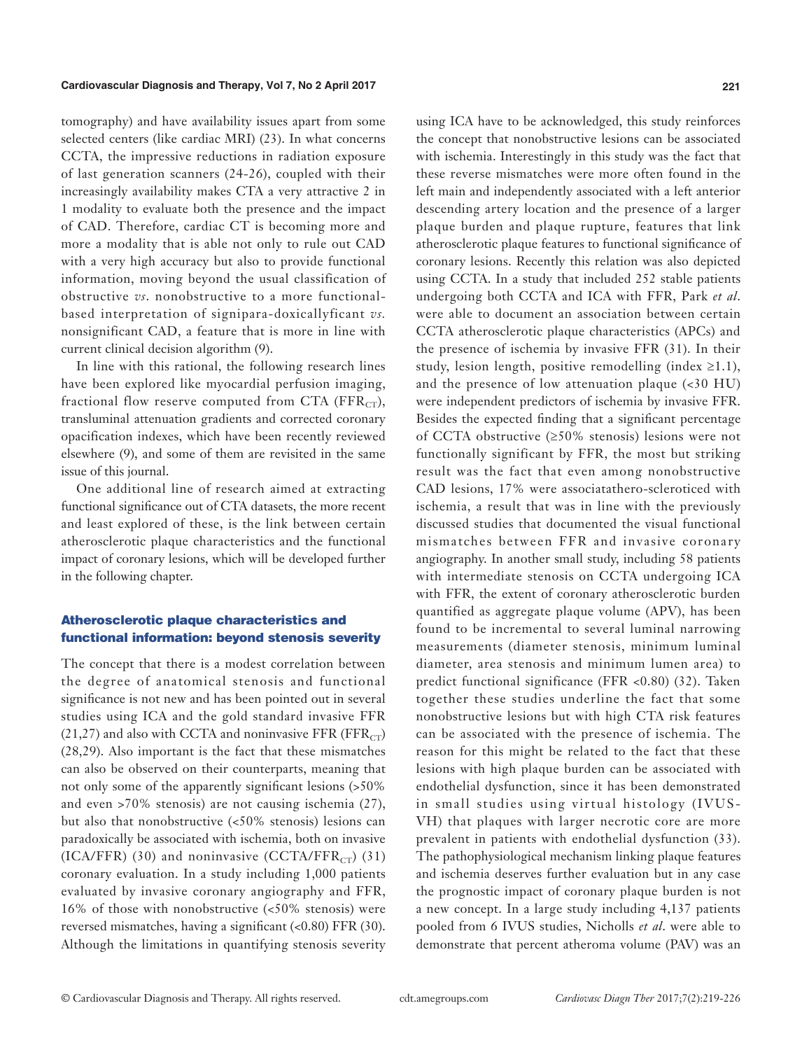tomography) and have availability issues apart from some selected centers (like cardiac MRI) (23). In what concerns CCTA, the impressive reductions in radiation exposure of last generation scanners (24-26), coupled with their increasingly availability makes CTA a very attractive 2 in 1 modality to evaluate both the presence and the impact of CAD. Therefore, cardiac CT is becoming more and more a modality that is able not only to rule out CAD with a very high accuracy but also to provide functional information, moving beyond the usual classification of obstructive *vs.* nonobstructive to a more functional-based interpretation of signipara-doxicallyficant *vs.* nonsignificant CAD, a feature that is more in line with current clinical decision algorithm (9).

In line with this rational, the following research lines have been explored like myocardial perfusion imaging, fractional flow reserve computed from CTA ($FFR_{CT}$), transluminal attenuation gradients and corrected coronary opacification indexes, which have been recently reviewed elsewhere (9), and some of them are revisited in the same issue of this journal.

One additional line of research aimed at extracting functional significance out of CTA datasets, the more recent and least explored of these, is the link between certain atherosclerotic plaque characteristics and the functional impact of coronary lesions, which will be developed further in the following chapter.

## Atherosclerotic plaque characteristics and functional information: beyond stenosis severity

The concept that there is a modest correlation between the degree of anatomical stenosis and functional significance is not new and has been pointed out in several studies using ICA and the gold standard invasive FFR (21,27) and also with CCTA and noninvasive FFR ($FFR_{CT}$) (28,29). Also important is the fact that these mismatches can also be observed on their counterparts, meaning that not only some of the apparently significant lesions (>50% and even >70% stenosis) are not causing ischemia (27), but also that nonobstructive (<50% stenosis) lesions can paradoxically be associated with ischemia, both on invasive (ICA/FFR) (30) and noninvasive (CCTA/$FFR_{CT}$) (31) coronary evaluation. In a study including 1,000 patients evaluated by invasive coronary angiography and FFR, 16% of those with nonobstructive (<50% stenosis) were reversed mismatches, having a significant (<0.80) FFR (30). Although the limitations in quantifying stenosis severity using ICA have to be acknowledged, this study reinforces the concept that nonobstructive lesions can be associated with ischemia. Interestingly in this study was the fact that these reverse mismatches were more often found in the left main and independently associated with a left anterior descending artery location and the presence of a larger plaque burden and plaque rupture, features that link atherosclerotic plaque features to functional significance of coronary lesions. Recently this relation was also depicted using CCTA. In a study that included 252 stable patients undergoing both CCTA and ICA with FFR, Park *et al*. were able to document an association between certain CCTA atherosclerotic plaque characteristics (APCs) and the presence of ischemia by invasive FFR (31). In their study, lesion length, positive remodelling (index ≥1.1), and the presence of low attenuation plaque (<30 HU) were independent predictors of ischemia by invasive FFR. Besides the expected finding that a significant percentage of CCTA obstructive (≥50% stenosis) lesions were not functionally significant by FFR, the most but striking result was the fact that even among nonobstructive CAD lesions, 17% were associatathero-scleroticed with ischemia, a result that was in line with the previously discussed studies that documented the visual functional mismatches between FFR and invasive coronary angiography. In another small study, including 58 patients with intermediate stenosis on CCTA undergoing ICA with FFR, the extent of coronary atherosclerotic burden quantified as aggregate plaque volume (APV), has been found to be incremental to several luminal narrowing measurements (diameter stenosis, minimum luminal diameter, area stenosis and minimum lumen area) to predict functional significance (FFR <0.80) (32). Taken together these studies underline the fact that some nonobstructive lesions but with high CTA risk features can be associated with the presence of ischemia. The reason for this might be related to the fact that these lesions with high plaque burden can be associated with endothelial dysfunction, since it has been demonstrated in small studies using virtual histology (IVUS-VH) that plaques with larger necrotic core are more prevalent in patients with endothelial dysfunction (33). The pathophysiological mechanism linking plaque features and ischemia deserves further evaluation but in any case the prognostic impact of coronary plaque burden is not a new concept. In a large study including 4,137 patients pooled from 6 IVUS studies, Nicholls *et al*. were able to demonstrate that percent atheroma volume (PAV) was an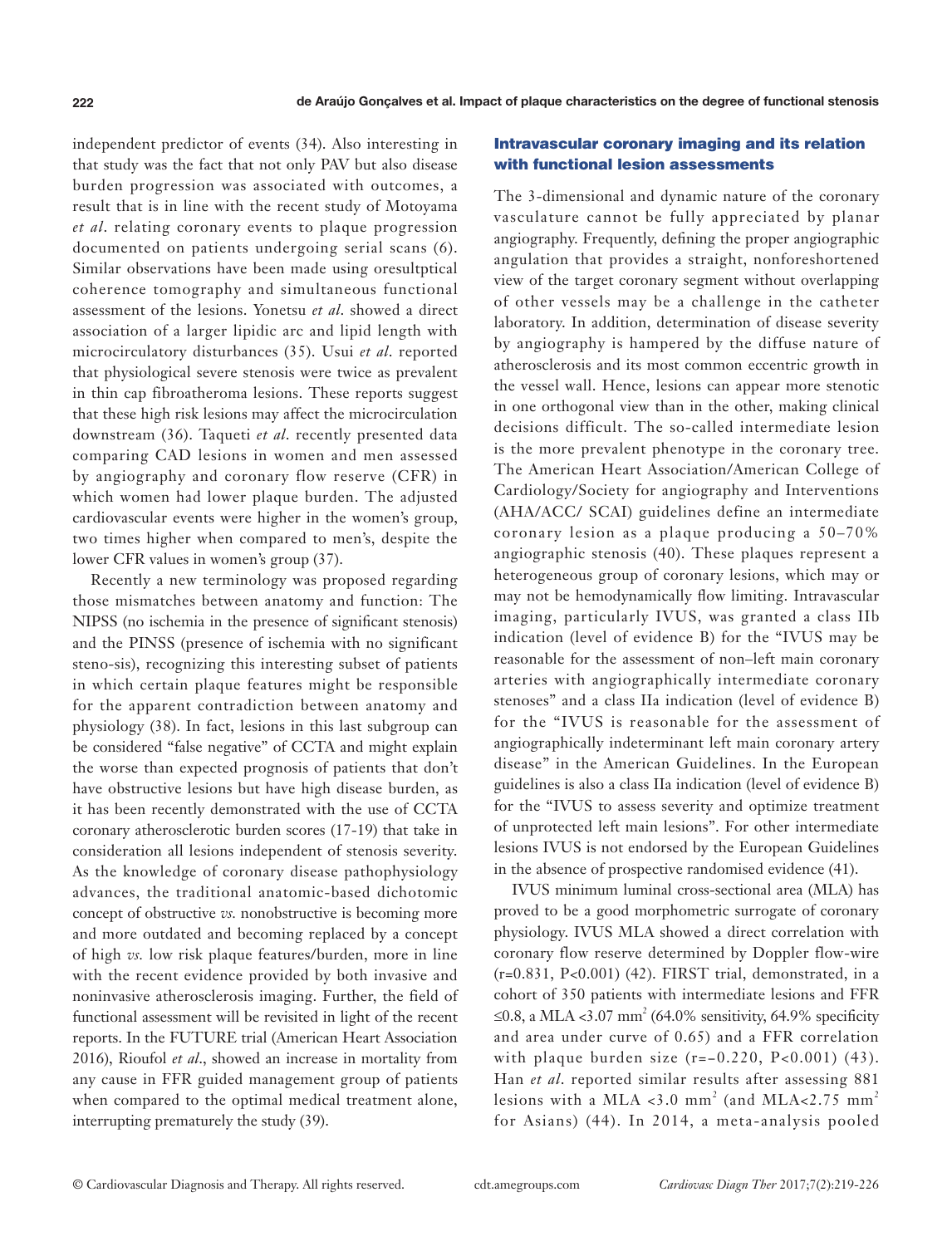independent predictor of events (34). Also interesting in that study was the fact that not only PAV but also disease burden progression was associated with outcomes, a result that is in line with the recent study of Motoyama *et al.* relating coronary events to plaque progression documented on patients undergoing serial scans (6). Similar observations have been made using oresultptical coherence tomography and simultaneous functional assessment of the lesions. Yonetsu *et al.* showed a direct association of a larger lipidic arc and lipid length with microcirculatory disturbances (35). Usui *et al.* reported that physiological severe stenosis were twice as prevalent in thin cap fibroatheroma lesions. These reports suggest that these high risk lesions may affect the microcirculation downstream (36). Taqueti *et al.* recently presented data comparing CAD lesions in women and men assessed by angiography and coronary flow reserve (CFR) in which women had lower plaque burden. The adjusted cardiovascular events were higher in the women's group, two times higher when compared to men's, despite the lower CFR values in women's group (37).

Recently a new terminology was proposed regarding those mismatches between anatomy and function: The NIPSS (no ischemia in the presence of significant stenosis) and the PINSS (presence of ischemia with no significant steno-sis), recognizing this interesting subset of patients in which certain plaque features might be responsible for the apparent contradiction between anatomy and physiology (38). In fact, lesions in this last subgroup can be considered "false negative" of CCTA and might explain the worse than expected prognosis of patients that don't have obstructive lesions but have high disease burden, as it has been recently demonstrated with the use of CCTA coronary atherosclerotic burden scores (17-19) that take in consideration all lesions independent of stenosis severity. As the knowledge of coronary disease pathophysiology advances, the traditional anatomic-based dichotomic concept of obstructive *vs.* nonobstructive is becoming more and more outdated and becoming replaced by a concept of high *vs.* low risk plaque features/burden, more in line with the recent evidence provided by both invasive and noninvasive atherosclerosis imaging. Further, the field of functional assessment will be revisited in light of the recent reports. In the FUTURE trial (American Heart Association 2016), Rioufol *et al.*, showed an increase in mortality from any cause in FFR guided management group of patients when compared to the optimal medical treatment alone, interrupting prematurely the study (39).

## Intravascular coronary imaging and its relation with functional lesion assessments

The 3-dimensional and dynamic nature of the coronary vasculature cannot be fully appreciated by planar angiography. Frequently, defining the proper angiographic angulation that provides a straight, nonforeshortened view of the target coronary segment without overlapping of other vessels may be a challenge in the catheter laboratory. In addition, determination of disease severity by angiography is hampered by the diffuse nature of atherosclerosis and its most common eccentric growth in the vessel wall. Hence, lesions can appear more stenotic in one orthogonal view than in the other, making clinical decisions difficult. The so-called intermediate lesion is the more prevalent phenotype in the coronary tree. The American Heart Association/American College of Cardiology/Society for angiography and Interventions (AHA/ACC/ SCAI) guidelines define an intermediate coronary lesion as a plaque producing a 50–70% angiographic stenosis (40). These plaques represent a heterogeneous group of coronary lesions, which may or may not be hemodynamically flow limiting. Intravascular imaging, particularly IVUS, was granted a class IIb indication (level of evidence B) for the "IVUS may be reasonable for the assessment of non–left main coronary arteries with angiographically intermediate coronary stenoses" and a class IIa indication (level of evidence B) for the "IVUS is reasonable for the assessment of angiographically indeterminant left main coronary artery disease" in the American Guidelines. In the European guidelines is also a class IIa indication (level of evidence B) for the "IVUS to assess severity and optimize treatment of unprotected left main lesions". For other intermediate lesions IVUS is not endorsed by the European Guidelines in the absence of prospective randomised evidence (41).

IVUS minimum luminal cross-sectional area (MLA) has proved to be a good morphometric surrogate of coronary physiology. IVUS MLA showed a direct correlation with coronary flow reserve determined by Doppler flow-wire ($r=0.831$, $P<0.001$) (42). FIRST trial, demonstrated, in a cohort of 350 patients with intermediate lesions and FFR $\leq 0.8$, a MLA $<3.07$ mm$^2$ (64.0% sensitivity, 64.9% specificity and area under curve of 0.65) and a FFR correlation with plaque burden size ($r=-0.220$, $P<0.001$) (43). Han *et al.* reported similar results after assessing 881 lesions with a MLA $<3.0$ mm$^2$ (and MLA$<2.75$ mm$^2$ for Asians) (44). In 2014, a meta-analysis pooled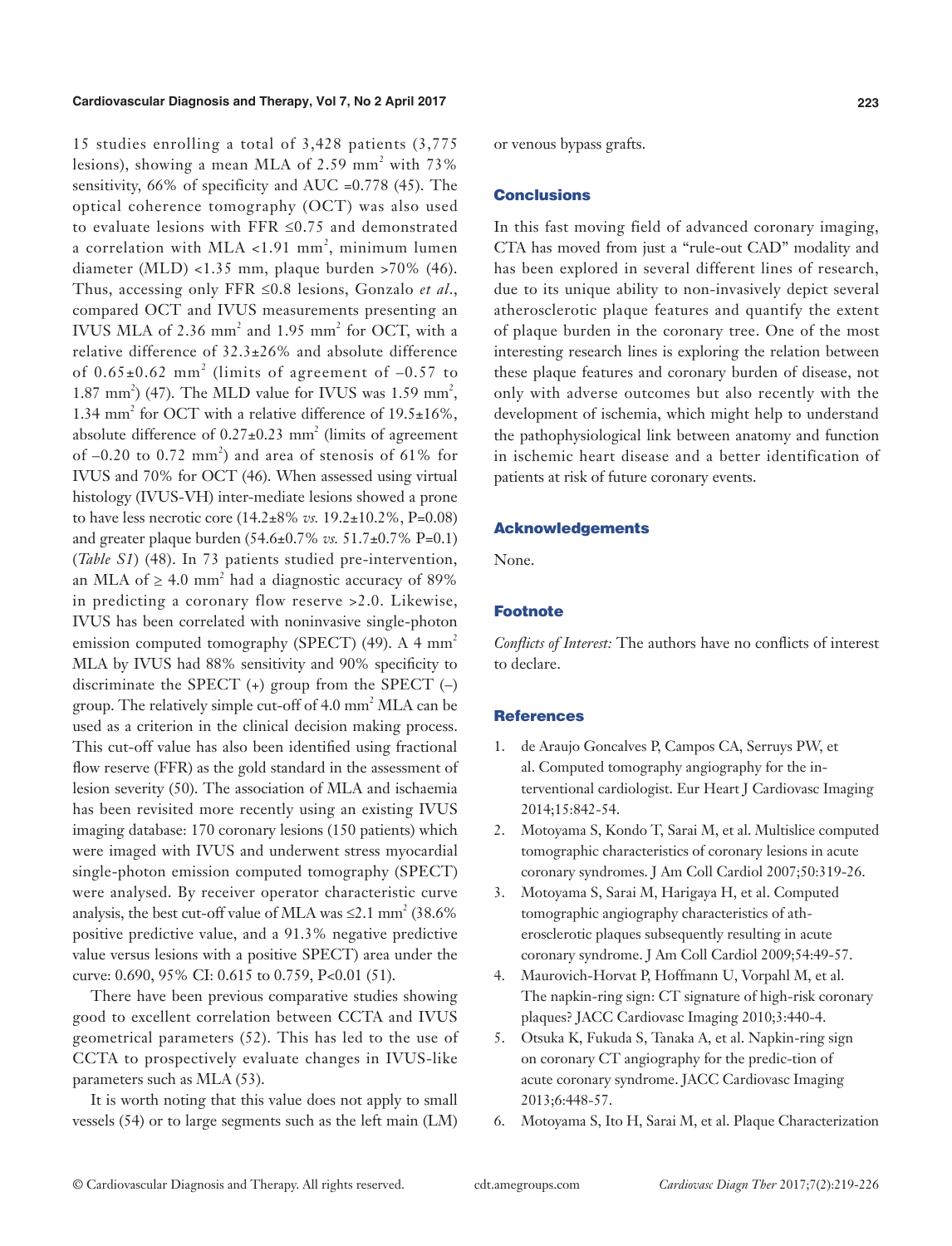15 studies enrolling a total of 3,428 patients (3,775 lesions), showing a mean MLA of 2.59 mm$^2$ with 73% sensitivity, 66% of specificity and AUC =0.778 (45). The optical coherence tomography (OCT) was also used to evaluate lesions with FFR ≤0.75 and demonstrated a correlation with MLA <1.91 mm$^2$, minimum lumen diameter (MLD) <1.35 mm, plaque burden >70% (46). Thus, accessing only FFR ≤0.8 lesions, Gonzalo *et al*., compared OCT and IVUS measurements presenting an IVUS MLA of 2.36 mm$^2$ and 1.95 mm$^2$ for OCT, with a relative difference of 32.3±26% and absolute difference of 0.65±0.62 mm$^2$ (limits of agreement of –0.57 to 1.87 mm$^2$) (47). The MLD value for IVUS was 1.59 mm$^2$, 1.34 mm$^2$ for OCT with a relative difference of 19.5±16%, absolute difference of 0.27±0.23 mm$^2$ (limits of agreement of –0.20 to 0.72 mm$^2$) and area of stenosis of 61% for IVUS and 70% for OCT (46). When assessed using virtual histology (IVUS-VH) inter-mediate lesions showed a prone to have less necrotic core (14.2±8% *vs.* 19.2±10.2%, P=0.08) and greater plaque burden (54.6±0.7% *vs.* 51.7±0.7% P=0.1) (*Table S1*) (48). In 73 patients studied pre-intervention, an MLA of ≥ 4.0 mm$^2$ had a diagnostic accuracy of 89% in predicting a coronary flow reserve >2.0. Likewise, IVUS has been correlated with noninvasive single-photon emission computed tomography (SPECT) (49). A 4 mm$^2$ MLA by IVUS had 88% sensitivity and 90% specificity to discriminate the SPECT (+) group from the SPECT (–) group. The relatively simple cut-off of 4.0 mm$^2$ MLA can be used as a criterion in the clinical decision making process. This cut-off value has also been identified using fractional flow reserve (FFR) as the gold standard in the assessment of lesion severity (50). The association of MLA and ischaemia has been revisited more recently using an existing IVUS imaging database: 170 coronary lesions (150 patients) which were imaged with IVUS and underwent stress myocardial single-photon emission computed tomography (SPECT) were analysed. By receiver operator characteristic curve analysis, the best cut-off value of MLA was ≤2.1 mm$^2$ (38.6% positive predictive value, and a 91.3% negative predictive value versus lesions with a positive SPECT) area under the curve: 0.690, 95% CI: 0.615 to 0.759, P<0.01 (51).

There have been previous comparative studies showing good to excellent correlation between CCTA and IVUS geometrical parameters (52). This has led to the use of CCTA to prospectively evaluate changes in IVUS-like parameters such as MLA (53).

It is worth noting that this value does not apply to small vessels (54) or to large segments such as the left main (LM) or venous bypass grafts.

## Conclusions

In this fast moving field of advanced coronary imaging, CTA has moved from just a "rule-out CAD" modality and has been explored in several different lines of research, due to its unique ability to non-invasively depict several atherosclerotic plaque features and quantify the extent of plaque burden in the coronary tree. One of the most interesting research lines is exploring the relation between these plaque features and coronary burden of disease, not only with adverse outcomes but also recently with the development of ischemia, which might help to understand the pathophysiological link between anatomy and function in ischemic heart disease and a better identification of patients at risk of future coronary events.

## Acknowledgements

None.

## Footnote

*Conflicts of Interest:* The authors have no conflicts of interest to declare.

## References

1. de Araujo Goncalves P, Campos CA, Serruys PW, et al. Computed tomography angiography for the interventional cardiologist. Eur Heart J Cardiovasc Imaging 2014;15:842-54.
2. Motoyama S, Kondo T, Sarai M, et al. Multislice computed tomographic characteristics of coronary lesions in acute coronary syndromes. J Am Coll Cardiol 2007;50:319-26.
3. Motoyama S, Sarai M, Harigaya H, et al. Computed tomographic angiography characteristics of atherosclerotic plaques subsequently resulting in acute coronary syndrome. J Am Coll Cardiol 2009;54:49-57.
4. Maurovich-Horvat P, Hoffmann U, Vorpahl M, et al. The napkin-ring sign: CT signature of high-risk coronary plaques? JACC Cardiovasc Imaging 2010;3:440-4.
5. Otsuka K, Fukuda S, Tanaka A, et al. Napkin-ring sign on coronary CT angiography for the predic-tion of acute coronary syndrome. JACC Cardiovasc Imaging 2013;6:448-57.
6. Motoyama S, Ito H, Sarai M, et al. Plaque Characterization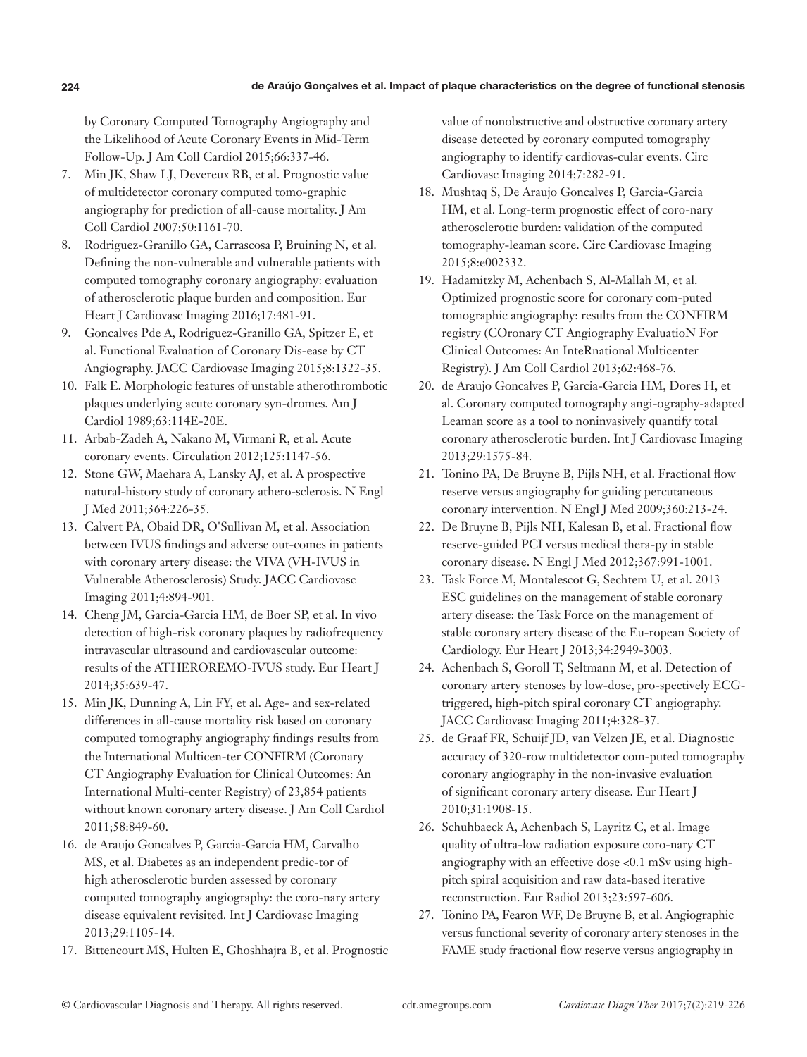by Coronary Computed Tomography Angiography and the Likelihood of Acute Coronary Events in Mid-Term Follow-Up. J Am Coll Cardiol 2015;66:337-46.

7. Min JK, Shaw LJ, Devereux RB, et al. Prognostic value of multidetector coronary computed tomo-graphic angiography for prediction of all-cause mortality. J Am Coll Cardiol 2007;50:1161-70.
8. Rodriguez-Granillo GA, Carrascosa P, Bruining N, et al. Defining the non-vulnerable and vulnerable patients with computed tomography coronary angiography: evaluation of atherosclerotic plaque burden and composition. Eur Heart J Cardiovasc Imaging 2016;17:481-91.
9. Goncalves Pde A, Rodriguez-Granillo GA, Spitzer E, et al. Functional Evaluation of Coronary Dis-ease by CT Angiography. JACC Cardiovasc Imaging 2015;8:1322-35.
10. Falk E. Morphologic features of unstable atherothrombotic plaques underlying acute coronary syn-dromes. Am J Cardiol 1989;63:114E-20E.
11. Arbab-Zadeh A, Nakano M, Virmani R, et al. Acute coronary events. Circulation 2012;125:1147-56.
12. Stone GW, Maehara A, Lansky AJ, et al. A prospective natural-history study of coronary athero-sclerosis. N Engl J Med 2011;364:226-35.
13. Calvert PA, Obaid DR, O'Sullivan M, et al. Association between IVUS findings and adverse out-comes in patients with coronary artery disease: the VIVA (VH-IVUS in Vulnerable Atherosclerosis) Study. JACC Cardiovasc Imaging 2011;4:894-901.
14. Cheng JM, Garcia-Garcia HM, de Boer SP, et al. In vivo detection of high-risk coronary plaques by radiofrequency intravascular ultrasound and cardiovascular outcome: results of the ATHEROREMO-IVUS study. Eur Heart J 2014;35:639-47.
15. Min JK, Dunning A, Lin FY, et al. Age- and sex-related differences in all-cause mortality risk based on coronary computed tomography angiography findings results from the International Multicen-ter CONFIRM (Coronary CT Angiography Evaluation for Clinical Outcomes: An International Multi-center Registry) of 23,854 patients without known coronary artery disease. J Am Coll Cardiol 2011;58:849-60.
16. de Araujo Goncalves P, Garcia-Garcia HM, Carvalho MS, et al. Diabetes as an independent predic-tor of high atherosclerotic burden assessed by coronary computed tomography angiography: the coro-nary artery disease equivalent revisited. Int J Cardiovasc Imaging 2013;29:1105-14.
17. Bittencourt MS, Hulten E, Ghoshhajra B, et al. Prognostic value of nonobstructive and obstructive coronary artery disease detected by coronary computed tomography angiography to identify cardiovas-cular events. Circ Cardiovasc Imaging 2014;7:282-91.
18. Mushtaq S, De Araujo Goncalves P, Garcia-Garcia HM, et al. Long-term prognostic effect of coro-nary atherosclerotic burden: validation of the computed tomography-leaman score. Circ Cardiovasc Imaging 2015;8:e002332.
19. Hadamitzky M, Achenbach S, Al-Mallah M, et al. Optimized prognostic score for coronary com-puted tomographic angiography: results from the CONFIRM registry (COronary CT Angiography EvaluatioN For Clinical Outcomes: An InteRnational Multicenter Registry). J Am Coll Cardiol 2013;62:468-76.
20. de Araujo Goncalves P, Garcia-Garcia HM, Dores H, et al. Coronary computed tomography angi-ography-adapted Leaman score as a tool to noninvasively quantify total coronary atherosclerotic burden. Int J Cardiovasc Imaging 2013;29:1575-84.
21. Tonino PA, De Bruyne B, Pijls NH, et al. Fractional flow reserve versus angiography for guiding percutaneous coronary intervention. N Engl J Med 2009;360:213-24.
22. De Bruyne B, Pijls NH, Kalesan B, et al. Fractional flow reserve-guided PCI versus medical thera-py in stable coronary disease. N Engl J Med 2012;367:991-1001.
23. Task Force M, Montalescot G, Sechtem U, et al. 2013 ESC guidelines on the management of stable coronary artery disease: the Task Force on the management of stable coronary artery disease of the Eu-ropean Society of Cardiology. Eur Heart J 2013;34:2949-3003.
24. Achenbach S, Goroll T, Seltmann M, et al. Detection of coronary artery stenoses by low-dose, pro-spectively ECG-triggered, high-pitch spiral coronary CT angiography. JACC Cardiovasc Imaging 2011;4:328-37.
25. de Graaf FR, Schuijf JD, van Velzen JE, et al. Diagnostic accuracy of 320-row multidetector com-puted tomography coronary angiography in the non-invasive evaluation of significant coronary artery disease. Eur Heart J 2010;31:1908-15.
26. Schuhbaeck A, Achenbach S, Layritz C, et al. Image quality of ultra-low radiation exposure coro-nary CT angiography with an effective dose <0.1 mSv using high-pitch spiral acquisition and raw data-based iterative reconstruction. Eur Radiol 2013;23:597-606.
27. Tonino PA, Fearon WF, De Bruyne B, et al. Angiographic versus functional severity of coronary artery stenoses in the FAME study fractional flow reserve versus angiography in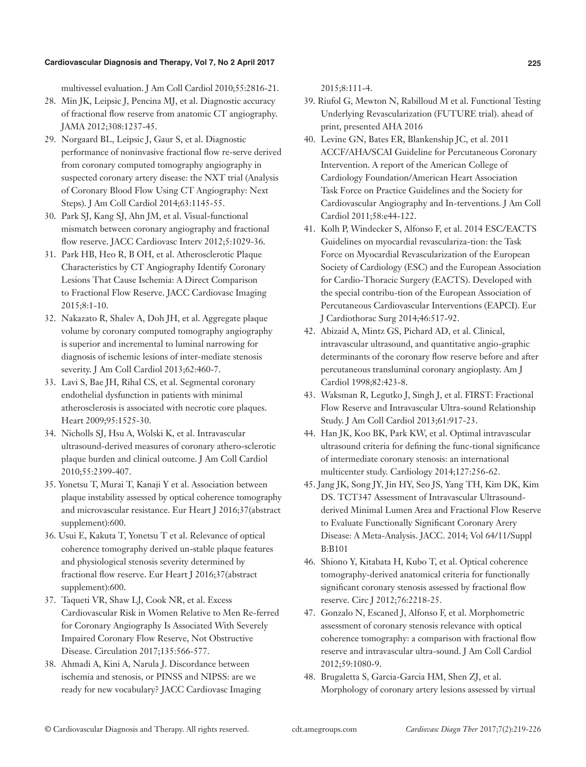multivessel evaluation. J Am Coll Cardiol 2010;55:2816-21.

28. Min JK, Leipsic J, Pencina MJ, et al. Diagnostic accuracy of fractional flow reserve from anatomic CT angiography. JAMA 2012;308:1237-45.
29. Norgaard BL, Leipsic J, Gaur S, et al. Diagnostic performance of noninvasive fractional flow re-serve derived from coronary computed tomography angiography in suspected coronary artery disease: the NXT trial (Analysis of Coronary Blood Flow Using CT Angiography: Next Steps). J Am Coll Cardiol 2014;63:1145-55.
30. Park SJ, Kang SJ, Ahn JM, et al. Visual-functional mismatch between coronary angiography and fractional flow reserve. JACC Cardiovasc Interv 2012;5:1029-36.
31. Park HB, Heo R, B OH, et al. Atherosclerotic Plaque Characteristics by CT Angiography Identify Coronary Lesions That Cause Ischemia: A Direct Comparison to Fractional Flow Reserve. JACC Cardiovasc Imaging 2015;8:1-10.
32. Nakazato R, Shalev A, Doh JH, et al. Aggregate plaque volume by coronary computed tomography angiography is superior and incremental to luminal narrowing for diagnosis of ischemic lesions of inter-mediate stenosis severity. J Am Coll Cardiol 2013;62:460-7.
33. Lavi S, Bae JH, Rihal CS, et al. Segmental coronary endothelial dysfunction in patients with minimal atherosclerosis is associated with necrotic core plaques. Heart 2009;95:1525-30.
34. Nicholls SJ, Hsu A, Wolski K, et al. Intravascular ultrasound-derived measures of coronary athero-sclerotic plaque burden and clinical outcome. J Am Coll Cardiol 2010;55:2399-407.
35. Yonetsu T, Murai T, Kanaji Y et al. Association between plaque instability assessed by optical coherence tomography and microvascular resistance. Eur Heart J 2016;37(abstract supplement):600.
36. Usui E, Kakuta T, Yonetsu T et al. Relevance of optical coherence tomography derived un-stable plaque features and physiological stenosis severity determined by fractional flow reserve. Eur Heart J 2016;37(abstract supplement):600.
37. Taqueti VR, Shaw LJ, Cook NR, et al. Excess Cardiovascular Risk in Women Relative to Men Re-ferred for Coronary Angiography Is Associated With Severely Impaired Coronary Flow Reserve, Not Obstructive Disease. Circulation 2017;135:566-577.
38. Ahmadi A, Kini A, Narula J. Discordance between ischemia and stenosis, or PINSS and NIPSS: are we ready for new vocabulary? JACC Cardiovasc Imaging 2015;8:111-4.
39. Riufol G, Mewton N, Rabilloud M et al. Functional Testing Underlying Revascularization (FUTURE trial). ahead of print, presented AHA 2016
40. Levine GN, Bates ER, Blankenship JC, et al. 2011 ACCF/AHA/SCAI Guideline for Percutaneous Coronary Intervention. A report of the American College of Cardiology Foundation/American Heart Association Task Force on Practice Guidelines and the Society for Cardiovascular Angiography and In-terventions. J Am Coll Cardiol 2011;58:e44-122.
41. Kolh P, Windecker S, Alfonso F, et al. 2014 ESC/EACTS Guidelines on myocardial revasculariza-tion: the Task Force on Myocardial Revascularization of the European Society of Cardiology (ESC) and the European Association for Cardio-Thoracic Surgery (EACTS). Developed with the special contribu-tion of the European Association of Percutaneous Cardiovascular Interventions (EAPCI). Eur J Cardiothorac Surg 2014;46:517-92.
42. Abizaid A, Mintz GS, Pichard AD, et al. Clinical, intravascular ultrasound, and quantitative angio-graphic determinants of the coronary flow reserve before and after percutaneous transluminal coronary angioplasty. Am J Cardiol 1998;82:423-8.
43. Waksman R, Legutko J, Singh J, et al. FIRST: Fractional Flow Reserve and Intravascular Ultra-sound Relationship Study. J Am Coll Cardiol 2013;61:917-23.
44. Han JK, Koo BK, Park KW, et al. Optimal intravascular ultrasound criteria for defining the func-tional significance of intermediate coronary stenosis: an international multicenter study. Cardiology 2014;127:256-62.
45. Jang JK, Song JY, Jin HY, Seo JS, Yang TH, Kim DK, Kim DS. TCT347 Assessment of Intravascular Ultrasound-derived Minimal Lumen Area and Fractional Flow Reserve to Evaluate Functionally Significant Coronary Arery Disease: A Meta-Analysis. JACC. 2014; Vol 64/11/Suppl B:B101
46. Shiono Y, Kitabata H, Kubo T, et al. Optical coherence tomography-derived anatomical criteria for functionally significant coronary stenosis assessed by fractional flow reserve. Circ J 2012;76:2218-25.
47. Gonzalo N, Escaned J, Alfonso F, et al. Morphometric assessment of coronary stenosis relevance with optical coherence tomography: a comparison with fractional flow reserve and intravascular ultra-sound. J Am Coll Cardiol 2012;59:1080-9.
48. Brugaletta S, Garcia-Garcia HM, Shen ZJ, et al. Morphology of coronary artery lesions assessed by virtual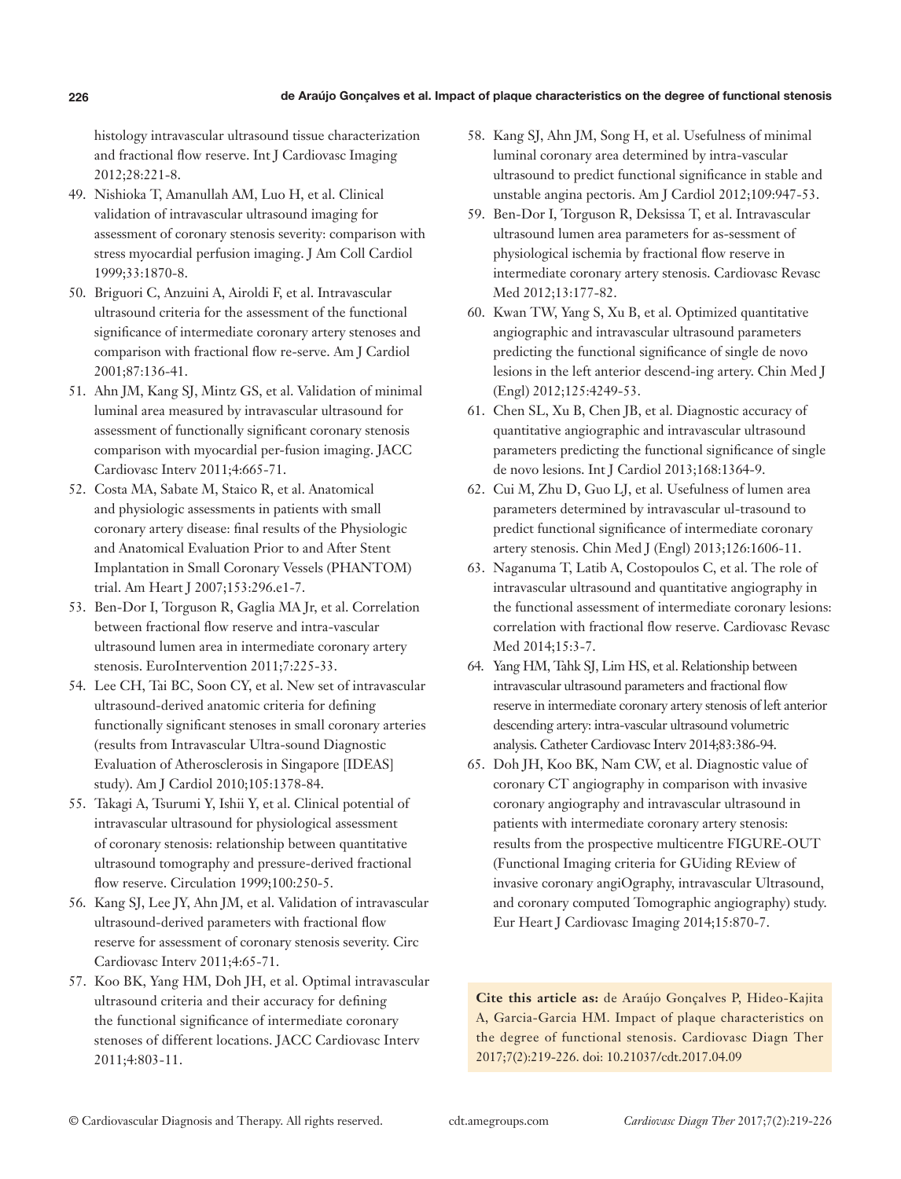histology intravascular ultrasound tissue characterization and fractional flow reserve. Int J Cardiovasc Imaging 2012;28:221-8.

49. Nishioka T, Amanullah AM, Luo H, et al. Clinical validation of intravascular ultrasound imaging for assessment of coronary stenosis severity: comparison with stress myocardial perfusion imaging. J Am Coll Cardiol 1999;33:1870-8.
50. Briguori C, Anzuini A, Airoldi F, et al. Intravascular ultrasound criteria for the assessment of the functional significance of intermediate coronary artery stenoses and comparison with fractional flow re-serve. Am J Cardiol 2001;87:136-41.
51. Ahn JM, Kang SJ, Mintz GS, et al. Validation of minimal luminal area measured by intravascular ultrasound for assessment of functionally significant coronary stenosis comparison with myocardial per-fusion imaging. JACC Cardiovasc Interv 2011;4:665-71.
52. Costa MA, Sabate M, Staico R, et al. Anatomical and physiologic assessments in patients with small coronary artery disease: final results of the Physiologic and Anatomical Evaluation Prior to and After Stent Implantation in Small Coronary Vessels (PHANTOM) trial. Am Heart J 2007;153:296.e1-7.
53. Ben-Dor I, Torguson R, Gaglia MA Jr, et al. Correlation between fractional flow reserve and intra-vascular ultrasound lumen area in intermediate coronary artery stenosis. EuroIntervention 2011;7:225-33.
54. Lee CH, Tai BC, Soon CY, et al. New set of intravascular ultrasound-derived anatomic criteria for defining functionally significant stenoses in small coronary arteries (results from Intravascular Ultra-sound Diagnostic Evaluation of Atherosclerosis in Singapore [IDEAS] study). Am J Cardiol 2010;105:1378-84.
55. Takagi A, Tsurumi Y, Ishii Y, et al. Clinical potential of intravascular ultrasound for physiological assessment of coronary stenosis: relationship between quantitative ultrasound tomography and pressure-derived fractional flow reserve. Circulation 1999;100:250-5.
56. Kang SJ, Lee JY, Ahn JM, et al. Validation of intravascular ultrasound-derived parameters with fractional flow reserve for assessment of coronary stenosis severity. Circ Cardiovasc Interv 2011;4:65-71.
57. Koo BK, Yang HM, Doh JH, et al. Optimal intravascular ultrasound criteria and their accuracy for defining the functional significance of intermediate coronary stenoses of different locations. JACC Cardiovasc Interv 2011;4:803-11.
58. Kang SJ, Ahn JM, Song H, et al. Usefulness of minimal luminal coronary area determined by intra-vascular ultrasound to predict functional significance in stable and unstable angina pectoris. Am J Cardiol 2012;109:947-53.
59. Ben-Dor I, Torguson R, Deksissa T, et al. Intravascular ultrasound lumen area parameters for as-sessment of physiological ischemia by fractional flow reserve in intermediate coronary artery stenosis. Cardiovasc Revasc Med 2012;13:177-82.
60. Kwan TW, Yang S, Xu B, et al. Optimized quantitative angiographic and intravascular ultrasound parameters predicting the functional significance of single de novo lesions in the left anterior descend-ing artery. Chin Med J (Engl) 2012;125:4249-53.
61. Chen SL, Xu B, Chen JB, et al. Diagnostic accuracy of quantitative angiographic and intravascular ultrasound parameters predicting the functional significance of single de novo lesions. Int J Cardiol 2013;168:1364-9.
62. Cui M, Zhu D, Guo LJ, et al. Usefulness of lumen area parameters determined by intravascular ul-trasound to predict functional significance of intermediate coronary artery stenosis. Chin Med J (Engl) 2013;126:1606-11.
63. Naganuma T, Latib A, Costopoulos C, et al. The role of intravascular ultrasound and quantitative angiography in the functional assessment of intermediate coronary lesions: correlation with fractional flow reserve. Cardiovasc Revasc Med 2014;15:3-7.
64. Yang HM, Tahk SJ, Lim HS, et al. Relationship between intravascular ultrasound parameters and fractional flow reserve in intermediate coronary artery stenosis of left anterior descending artery: intra-vascular ultrasound volumetric analysis. Catheter Cardiovasc Interv 2014;83:386-94.
65. Doh JH, Koo BK, Nam CW, et al. Diagnostic value of coronary CT angiography in comparison with invasive coronary angiography and intravascular ultrasound in patients with intermediate coronary artery stenosis: results from the prospective multicentre FIGURE-OUT (Functional Imaging criteria for GUiding REview of invasive coronary angiOgraphy, intravascular Ultrasound, and coronary computed Tomographic angiography) study. Eur Heart J Cardiovasc Imaging 2014;15:870-7.

**Cite this article as:** de Araújo Gonçalves P, Hideo-Kajita A, Garcia-Garcia HM. Impact of plaque characteristics on the degree of functional stenosis. Cardiovasc Diagn Ther 2017;7(2):219-226. doi: 10.21037/cdt.2017.04.09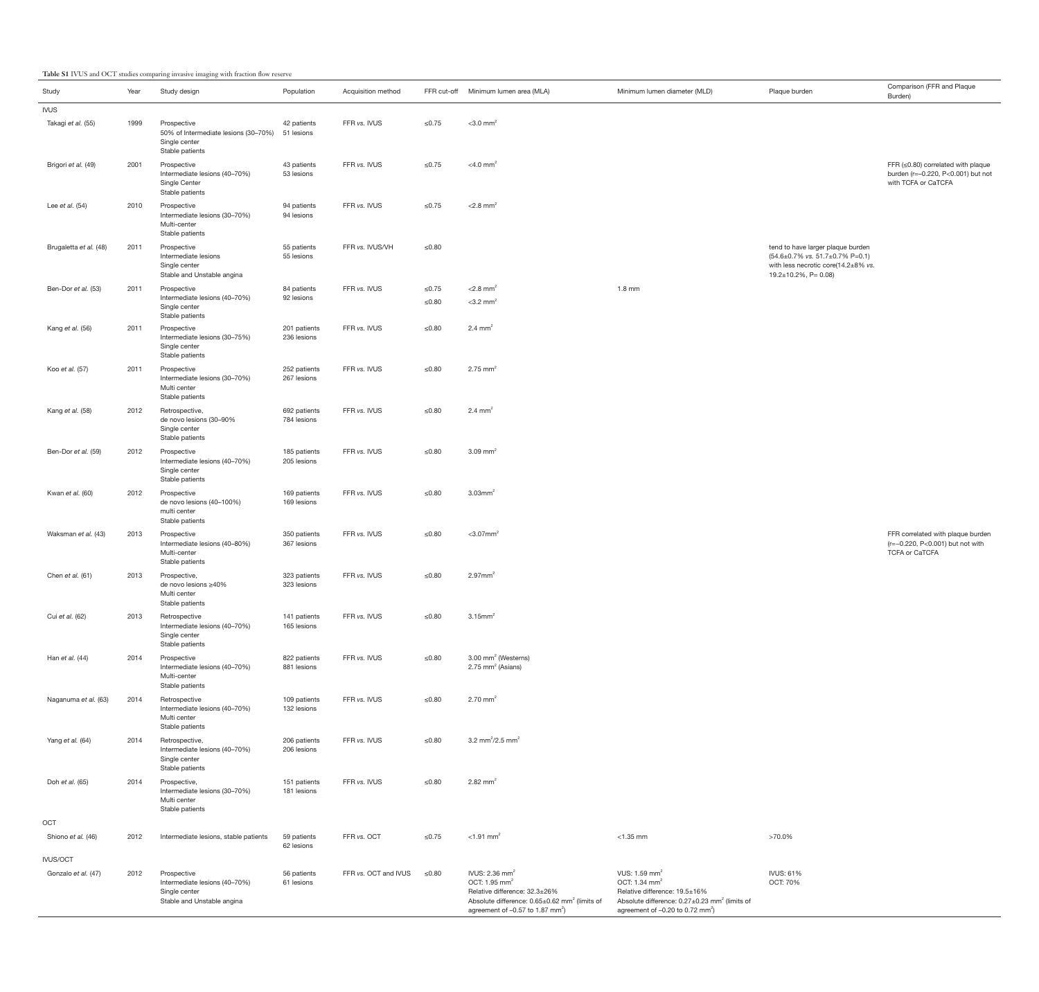**Table S1** IVUS and OCT studies comparing invasive imaging with fraction flow reserve

| Study | Year | Study design | Population | Acquisition method | FFR cut-off | Minimum lumen area (MLA) | Minimum lumen diameter (MLD) | Plaque burden | Comparison (FFR and Plaque Burden) |
|---|---|---|---|---|---|---|---|---|---|
| IVUS | | | | | | | | | |
| Takagi *et al.* (55) | 1999 | Prospective<br>50% of Intermediate lesions (30–70%)<br>Single center<br>Stable patients | 42 patients<br>51 lesions | FFR *vs.* IVUS | ≤0.75 | <3.0 mm$^2$ | | | |
| Brigori *et al.* (49) | 2001 | Prospective<br>Intermediate lesions (40–70%)<br>Single Center<br>Stable patients | 43 patients<br>53 lesions | FFR *vs.* IVUS | ≤0.75 | <4.0 mm$^2$ | | | FFR (≤0.80) correlated with plaque burden (r=−0.220, P<0.001) but not with TCFA or CaTCFA |
| Lee *et al.* (54) | 2010 | Prospective<br>Intermediate lesions (30–70%)<br>Multi-center<br>Stable patients | 94 patients<br>94 lesions | FFR *vs.* IVUS | ≤0.75 | <2.8 mm$^2$ | | | |
| Brugaletta *et al.* (48) | 2011 | Prospective<br>Intermediate lesions<br>Single center<br>Stable and Unstable angina | 55 patients<br>55 lesions | FFR *vs.* IVUS/VH | ≤0.80 | | | tend to have larger plaque burden (54.6±0.7% *vs.* 51.7±0.7% P=0.1) with less necrotic core(14.2±8% *vs.* 19.2±10.2%, P= 0.08) | |
| Ben-Dor *et al.* (53) | 2011 | Prospective<br>Intermediate lesions (40–70%)<br>Single center<br>Stable patients | 84 patients<br>92 lesions | FFR *vs.* IVUS | ≤0.75<br>≤0.80 | <2.8 mm$^2$<br><3.2 mm$^2$ | 1.8 mm | | |
| Kang *et al.* (56) | 2011 | Prospective<br>Intermediate lesions (30–75%)<br>Single center<br>Stable patients | 201 patients<br>236 lesions | FFR *vs.* IVUS | ≤0.80 | 2.4 mm$^2$ | | | |
| Koo *et al.* (57) | 2011 | Prospective<br>Intermediate lesions (30–70%)<br>Multi center<br>Stable patients | 252 patients<br>267 lesions | FFR *vs.* IVUS | ≤0.80 | 2.75 mm$^2$ | | | |
| Kang *et al.* (58) | 2012 | Retrospective,<br>de novo lesions (30–90%<br>Single center<br>Stable patients | 692 patients<br>784 lesions | FFR *vs.* IVUS | ≤0.80 | 2.4 mm$^2$ | | | |
| Ben-Dor *et al.* (59) | 2012 | Prospective<br>Intermediate lesions (40–70%)<br>Single center<br>Stable patients | 185 patients<br>205 lesions | FFR *vs.* IVUS | ≤0.80 | 3.09 mm$^2$ | | | |
| Kwan *et al.* (60) | 2012 | Prospective<br>de novo lesions (40–100%)<br>multi center<br>Stable patients | 169 patients<br>169 lesions | FFR *vs.* IVUS | ≤0.80 | 3.03mm$^2$ | | | |
| Waksman *et al.* (43) | 2013 | Prospective<br>Intermediate lesions (40–80%)<br>Multi-center<br>Stable patients | 350 patients<br>367 lesions | FFR *vs.* IVUS | ≤0.80 | <3.07mm$^2$ | | | FFR correlated with plaque burden (r=−0.220, P<0.001) but not with TCFA or CaTCFA |
| Chen *et al.* (61) | 2013 | Prospective,<br>de novo lesions ≥40%<br>Multi center<br>Stable patients | 323 patients<br>323 lesions | FFR *vs.* IVUS | ≤0.80 | 2.97mm$^2$ | | | |
| Cui *et al.* (62) | 2013 | Retrospective<br>Intermediate lesions (40–70%)<br>Single center<br>Stable patients | 141 patients<br>165 lesions | FFR *vs.* IVUS | ≤0.80 | 3.15mm$^2$ | | | |
| Han *et al.* (44) | 2014 | Prospective<br>Intermediate lesions (40–70%)<br>Multi-center<br>Stable patients | 822 patients<br>881 lesions | FFR *vs.* IVUS | ≤0.80 | 3.00 mm$^2$ (Westerns)<br>2.75 mm$^2$ (Asians) | | | |
| Naganuma *et al.* (63) | 2014 | Retrospective<br>Intermediate lesions (40–70%)<br>Multi center<br>Stable patients | 109 patients<br>132 lesions | FFR *vs.* IVUS | ≤0.80 | 2.70 mm$^2$ | | | |
| Yang *et al.* (64) | 2014 | Retrospective,<br>Intermediate lesions (40–70%)<br>Single center<br>Stable patients | 206 patients<br>206 lesions | FFR *vs.* IVUS | ≤0.80 | 3.2 mm$^2$/2.5 mm$^2$ | | | |
| Doh *et al.* (65) | 2014 | Prospective,<br>Intermediate lesions (30–70%)<br>Multi center<br>Stable patients | 151 patients<br>181 lesions | FFR *vs.* IVUS | ≤0.80 | 2.82 mm$^2$ | | | |
| OCT | | | | | | | | | |
| Shiono *et al.* (46) | 2012 | Intermediate lesions, stable patients | 59 patients<br>62 lesions | FFR *vs.* OCT | ≤0.75 | <1.91 mm$^2$ | <1.35 mm | >70.0% | |
| IVUS/OCT | | | | | | | | | |
| Gonzalo *et al.* (47) | 2012 | Prospective<br>Intermediate lesions (40–70%)<br>Single center<br>Stable and Unstable angina | 56 patients<br>61 lesions | FFR *vs.* OCT and IVUS | ≤0.80 | IVUS: 2.36 mm$^2$<br>OCT: 1.95 mm$^2$<br>Relative difference: 32.3±26%<br>Absolute difference: 0.65±0.62 mm$^2$ (limits of agreement of −0.57 to 1.87 mm$^2$) | VUS: 1.59 mm$^2$<br>OCT: 1.34 mm$^2$<br>Relative difference: 19.5±16%<br>Absolute difference: 0.27±0.23 mm$^2$ (limits of agreement of −0.20 to 0.72 mm$^2$) | IVUS: 61%<br>OCT: 70% | |